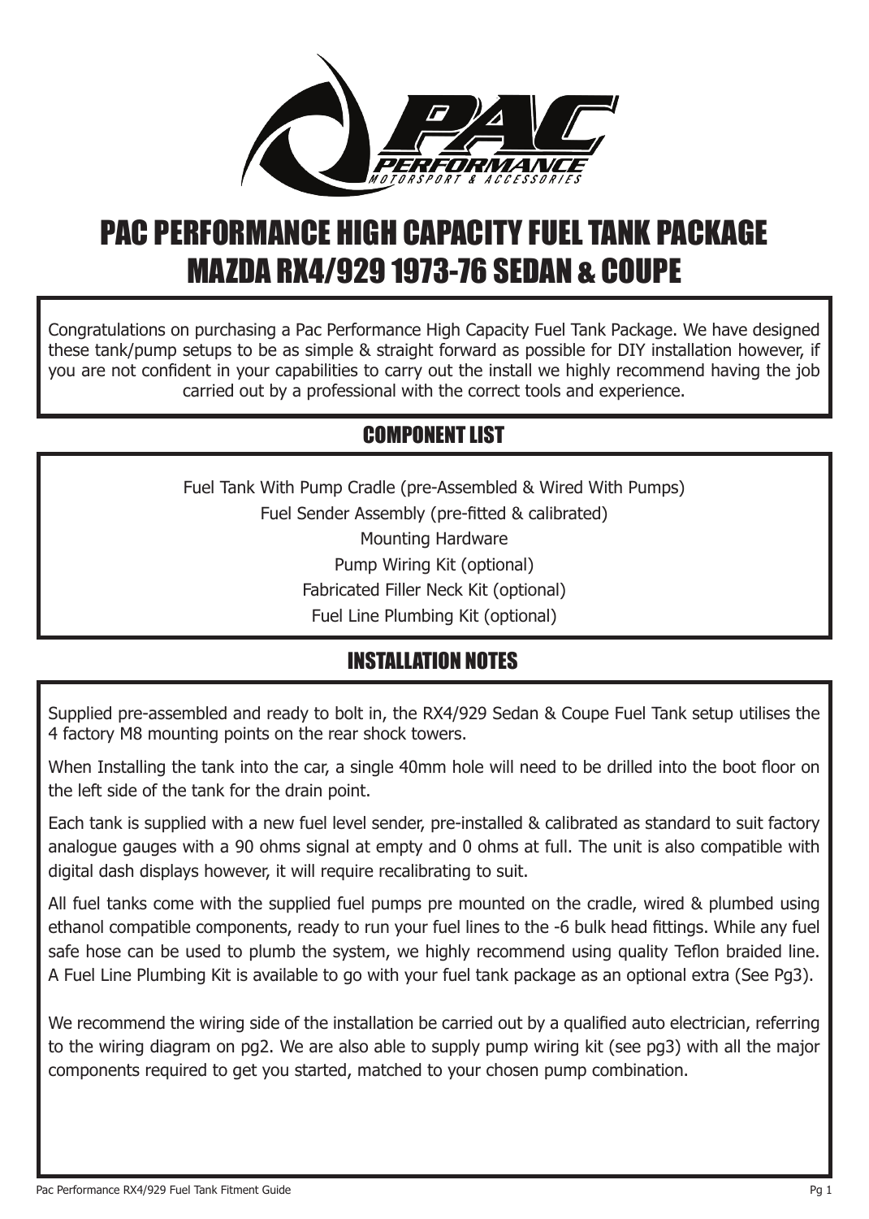# PAC PERFORMANCE HIGH CAPACITY FUEL TANK PACKAGE
# MAZDA RX4/929 1973-76 SEDAN & COUPE

Congratulations on purchasing a Pac Performance High Capacity Fuel Tank Package. We have designed these tank/pump setups to be as simple & straight forward as possible for DIY installation however, if you are not confident in your capabilities to carry out the install we highly recommend having the job carried out by a professional with the correct tools and experience.

## COMPONENT LIST

Fuel Tank With Pump Cradle (pre-Assembled & Wired With Pumps)

Fuel Sender Assembly (pre-fitted & calibrated)

Mounting Hardware

Pump Wiring Kit (optional)

Fabricated Filler Neck Kit (optional)

Fuel Line Plumbing Kit (optional)

## INSTALLATION NOTES

Supplied pre-assembled and ready to bolt in, the RX4/929 Sedan & Coupe Fuel Tank setup utilises the 4 factory M8 mounting points on the rear shock towers.

When Installing the tank into the car, a single 40mm hole will need to be drilled into the boot floor on the left side of the tank for the drain point.

Each tank is supplied with a new fuel level sender, pre-installed & calibrated as standard to suit factory analogue gauges with a 90 ohms signal at empty and 0 ohms at full. The unit is also compatible with digital dash displays however, it will require recalibrating to suit.

All fuel tanks come with the supplied fuel pumps pre mounted on the cradle, wired & plumbed using ethanol compatible components, ready to run your fuel lines to the -6 bulk head fittings. While any fuel safe hose can be used to plumb the system, we highly recommend using quality Teflon braided line. A Fuel Line Plumbing Kit is available to go with your fuel tank package as an optional extra (See Pg3).

We recommend the wiring side of the installation be carried out by a qualified auto electrician, referring to the wiring diagram on pg2. We are also able to supply pump wiring kit (see pg3) with all the major components required to get you started, matched to your chosen pump combination.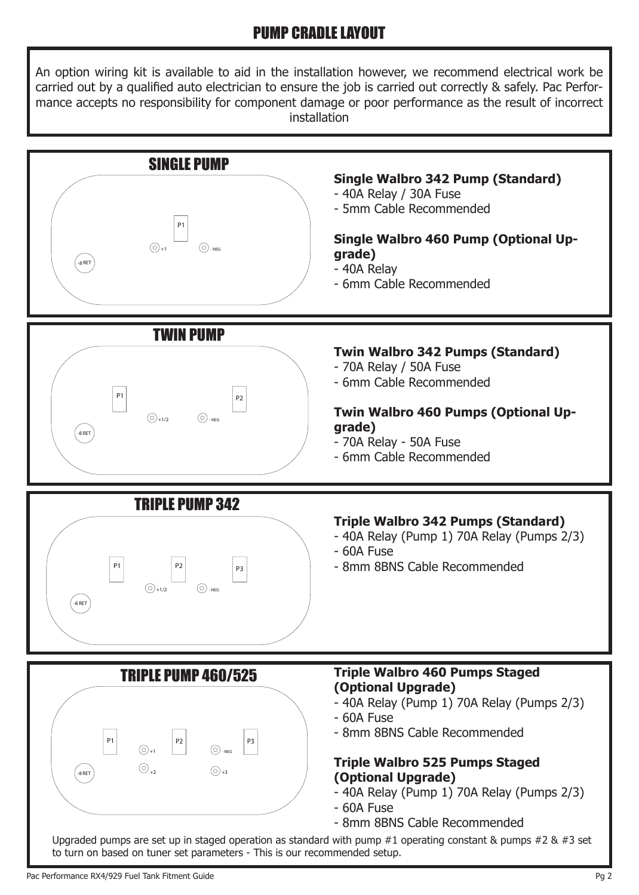# PUMP CRADLE LAYOUT

An option wiring kit is available to aid in the installation however, we recommend electrical work be carried out by a qualified auto electrician to ensure the job is carried out correctly & safely. Pac Performance accepts no responsibility for component damage or poor performance as the result of incorrect installation

## SINGLE PUMP

P1

+1 — NEG

-8 RET

**Single Walbro 342 Pump (Standard)**
- 40A Relay / 30A Fuse
- 5mm Cable Recommended

**Single Walbro 460 Pump (Optional Upgrade)**
- 40A Relay
- 6mm Cable Recommended

## TWIN PUMP

P1 — P2

+1/2 — NEG

-8 RET

**Twin Walbro 342 Pumps (Standard)**
- 70A Relay / 50A Fuse
- 6mm Cable Recommended

**Twin Walbro 460 Pumps (Optional Upgrade)**
- 70A Relay - 50A Fuse
- 6mm Cable Recommended

## TRIPLE PUMP 342

P1 — P2 — P3

+1/2 — NEG

-8 RET

**Triple Walbro 342 Pumps (Standard)**
- 40A Relay (Pump 1) 70A Relay (Pumps 2/3)
- 60A Fuse
- 8mm 8BNS Cable Recommended

## TRIPLE PUMP 460/525

P1 — P2 — P3

+1 — NEG

+2 — +3

-8 RET

**Triple Walbro 460 Pumps Staged (Optional Upgrade)**
- 40A Relay (Pump 1) 70A Relay (Pumps 2/3)
- 60A Fuse
- 8mm 8BNS Cable Recommended

**Triple Walbro 525 Pumps Staged (Optional Upgrade)**
- 40A Relay (Pump 1) 70A Relay (Pumps 2/3)
- 60A Fuse
- 8mm 8BNS Cable Recommended

Upgraded pumps are set up in staged operation as standard with pump #1 operating constant & pumps #2 & #3 set to turn on based on tuner set parameters - This is our recommended setup.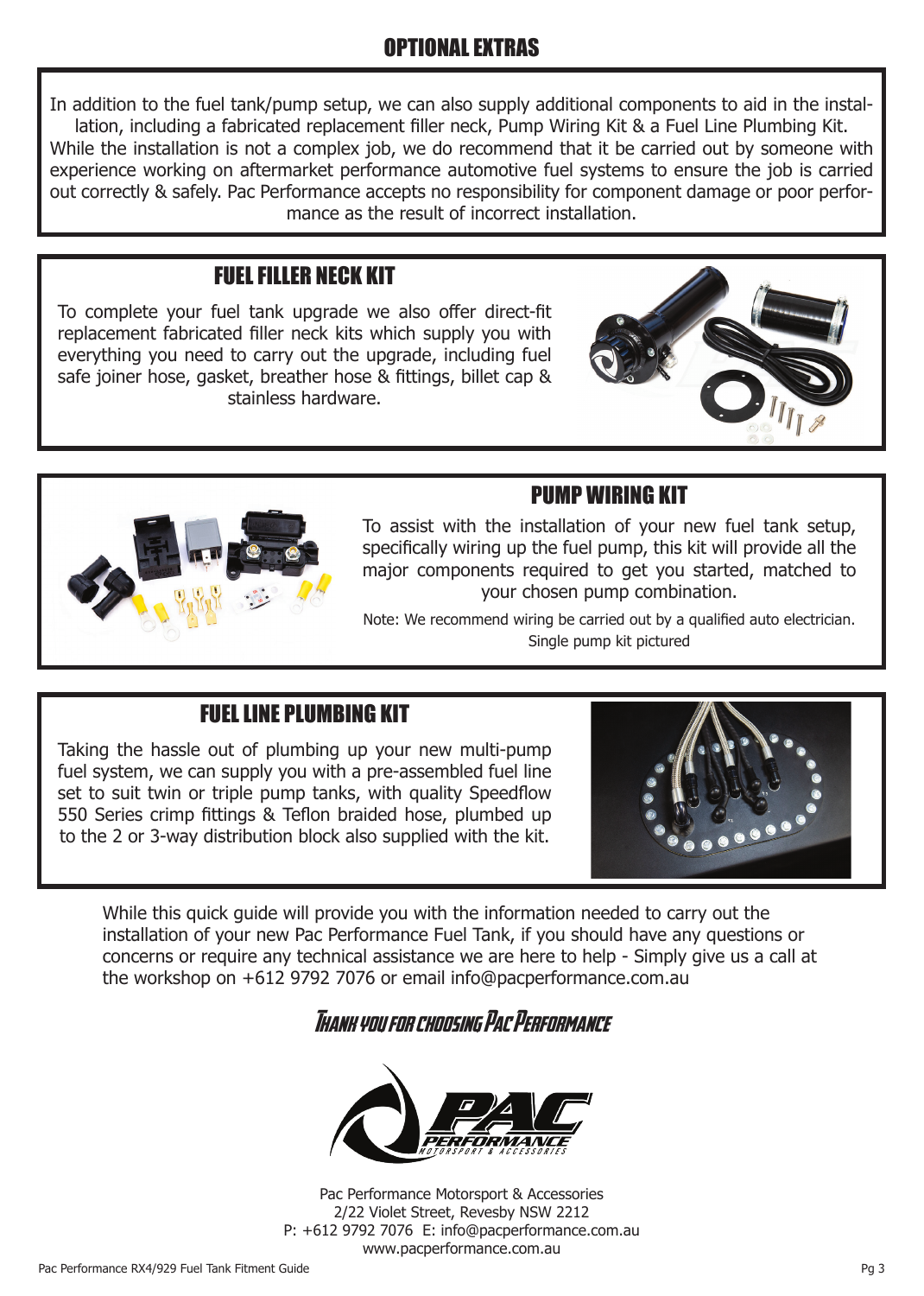# OPTIONAL EXTRAS

In addition to the fuel tank/pump setup, we can also supply additional components to aid in the installation, including a fabricated replacement filler neck, Pump Wiring Kit & a Fuel Line Plumbing Kit. While the installation is not a complex job, we do recommend that it be carried out by someone with experience working on aftermarket performance automotive fuel systems to ensure the job is carried out correctly & safely. Pac Performance accepts no responsibility for component damage or poor performance as the result of incorrect installation.

## FUEL FILLER NECK KIT

To complete your fuel tank upgrade we also offer direct-fit replacement fabricated filler neck kits which supply you with everything you need to carry out the upgrade, including fuel safe joiner hose, gasket, breather hose & fittings, billet cap & stainless hardware.

## PUMP WIRING KIT

To assist with the installation of your new fuel tank setup, specifically wiring up the fuel pump, this kit will provide all the major components required to get you started, matched to your chosen pump combination.

Note: We recommend wiring be carried out by a qualified auto electrician.
Single pump kit pictured

## FUEL LINE PLUMBING KIT

Taking the hassle out of plumbing up your new multi-pump fuel system, we can supply you with a pre-assembled fuel line set to suit twin or triple pump tanks, with quality Speedflow 550 Series crimp fittings & Teflon braided hose, plumbed up to the 2 or 3-way distribution block also supplied with the kit.

While this quick guide will provide you with the information needed to carry out the installation of your new Pac Performance Fuel Tank, if you should have any questions or concerns or require any technical assistance we are here to help - Simply give us a call at the workshop on +612 9792 7076 or email info@pacperformance.com.au

*Thank you for choosing Pac Performance*

Pac Performance Motorsport & Accessories
2/22 Violet Street, Revesby NSW 2212
P: +612 9792 7076 E: info@pacperformance.com.au
www.pacperformance.com.au